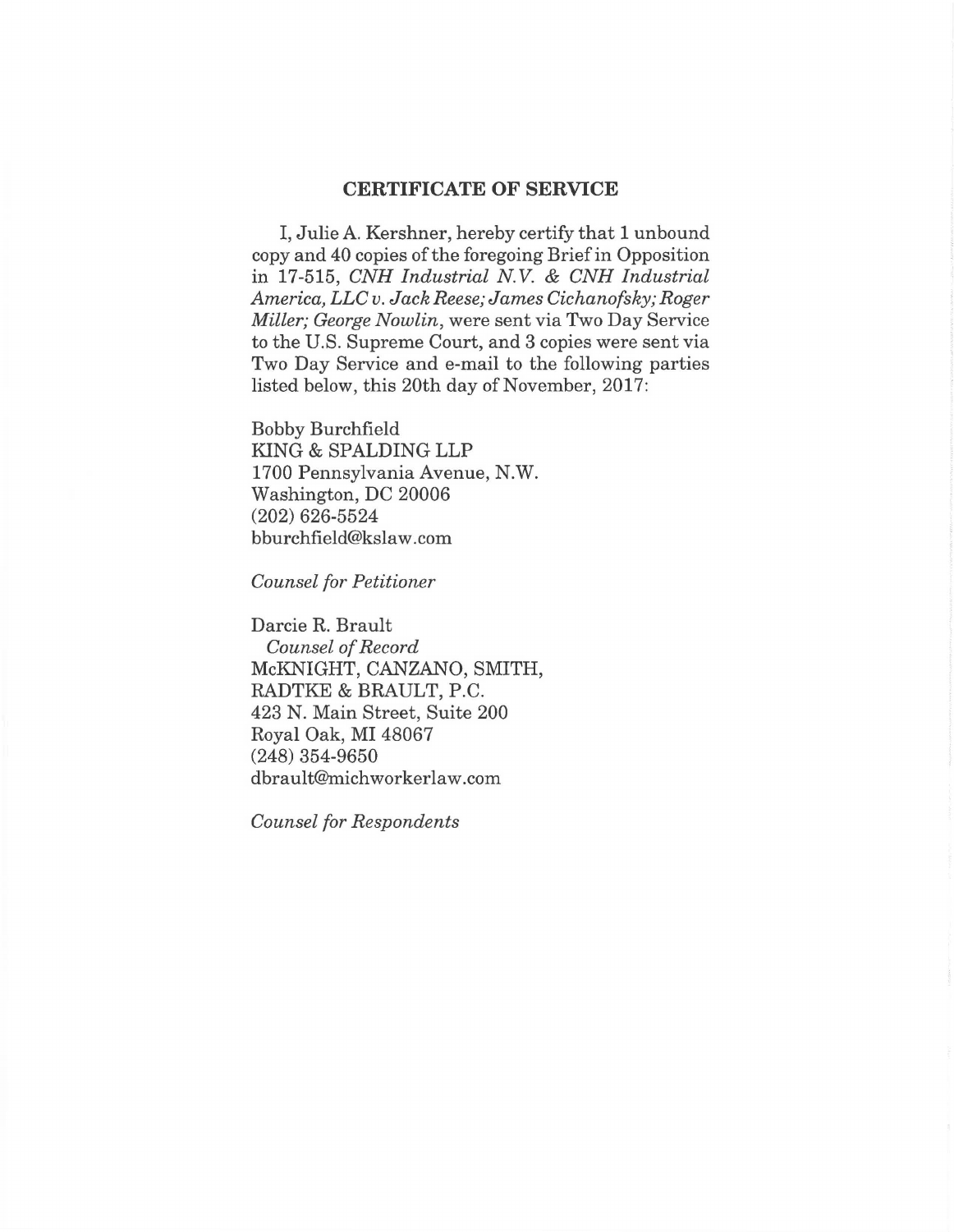## CERTIFICATE OF SERVICE

I, Julie A. Kershner, hereby certify that 1 unbound copy and 40 copies of the foregoing Brief in Opposition in 17-515, *CNH Industrial N.V. & CNH Industrial America, LLC v. Jack Reese; James Cichanofsky; Roger Miller; George Nowlin*, were sent via Two Day Service to the U.S. Supreme Court, and 3 copies were sent via Two Day Service and e-mail to the following parties listed below, this 20th day of November, 2017:

Bobby Burchfield
KING & SPALDING LLP
1700 Pennsylvania Avenue, N.W.
Washington, DC 20006
(202) 626-5524
bburchfield@kslaw.com

*Counsel for Petitioner*

Darcie R. Brault
*Counsel of Record*
McKNIGHT, CANZANO, SMITH,
RADTKE & BRAULT, P.C.
423 N. Main Street, Suite 200
Royal Oak, MI 48067
(248) 354-9650
dbrault@michworkerlaw.com

*Counsel for Respondents*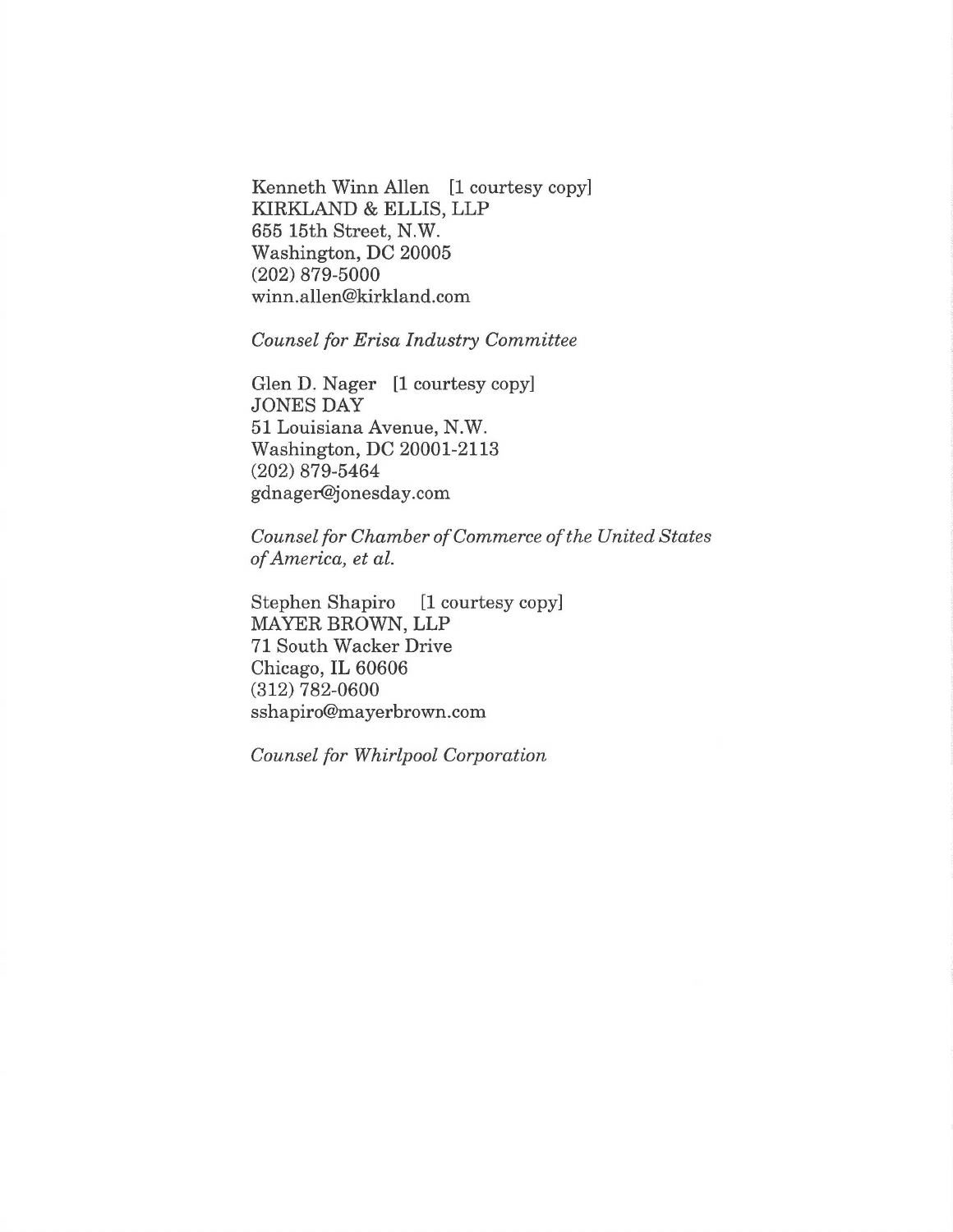Kenneth Winn Allen [1 courtesy copy]
KIRKLAND & ELLIS, LLP
655 15th Street, N.W.
Washington, DC 20005
(202) 879-5000
winn.allen@kirkland.com

*Counsel for Erisa Industry Committee*

Glen D. Nager [1 courtesy copy]
JONES DAY
51 Louisiana Avenue, N.W.
Washington, DC 20001-2113
(202) 879-5464
gdnager@jonesday.com

*Counsel for Chamber of Commerce of the United States of America, et al.*

Stephen Shapiro [1 courtesy copy]
MAYER BROWN, LLP
71 South Wacker Drive
Chicago, IL 60606
(312) 782-0600
sshapiro@mayerbrown.com

*Counsel for Whirlpool Corporation*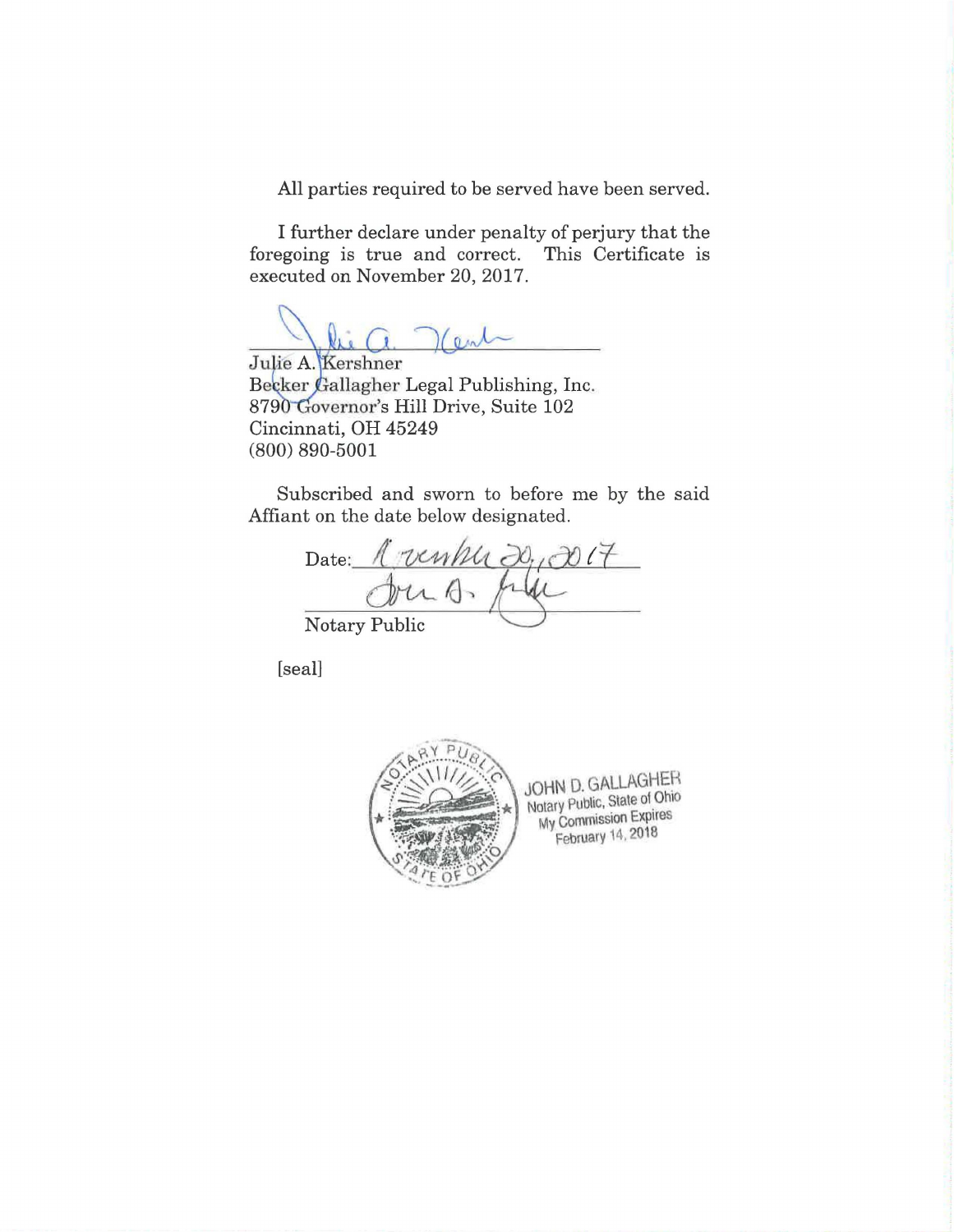All parties required to be served have been served.

I further declare under penalty of perjury that the foregoing is true and correct. This Certificate is executed on November 20, 2017.

Julie A. Kershner
Becker Gallagher Legal Publishing, Inc.
8790 Governor's Hill Drive, Suite 102
Cincinnati, OH 45249
(800) 890-5001

Subscribed and sworn to before me by the said Affiant on the date below designated.

Date: November 20, 2017

Notary Public

[seal]

JOHN D. GALLAGHER
Notary Public, State of Ohio
My Commission Expires
February 14, 2018